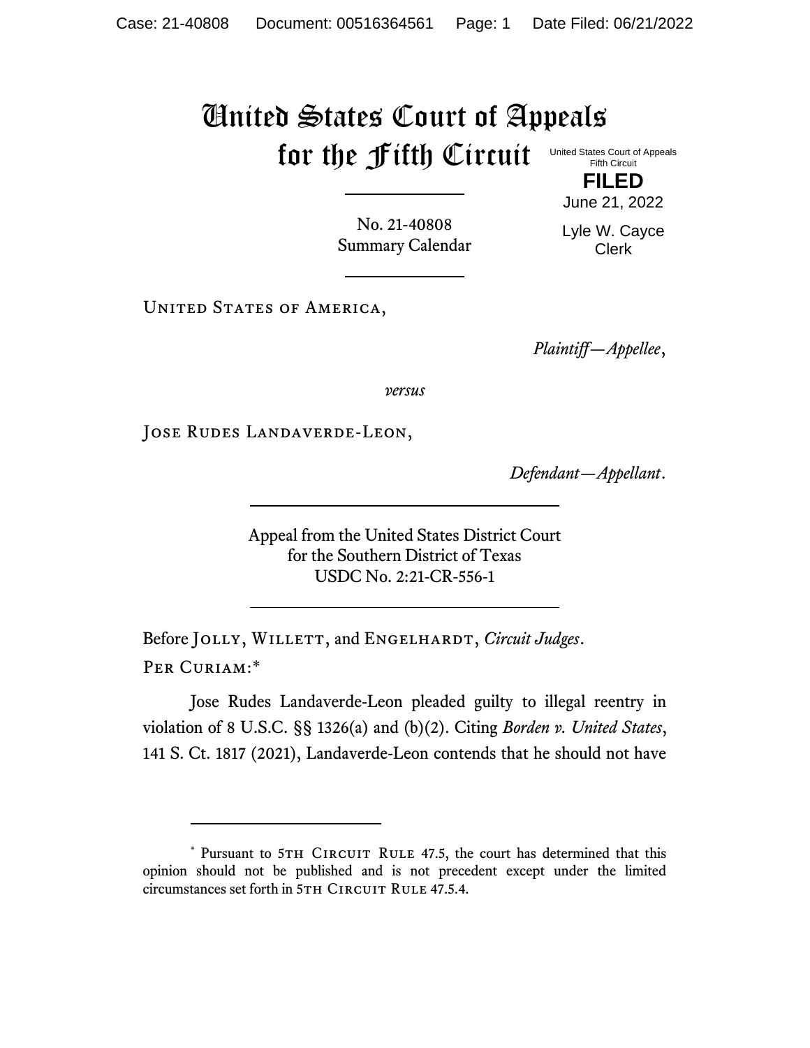# United States Court of Appeals for the Fifth Circuit

United States Court of Appeals
Fifth Circuit

**FILED**

June 21, 2022

Lyle W. Cayce
Clerk

No. 21-40808
Summary Calendar

United States of America,

*Plaintiff—Appellee*,

*versus*

Jose Rudes Landaverde-Leon,

*Defendant—Appellant*.

Appeal from the United States District Court
for the Southern District of Texas
USDC No. 2:21-CR-556-1

Before Jolly, Willett, and Engelhardt, *Circuit Judges*.

Per Curiam:*

Jose Rudes Landaverde-Leon pleaded guilty to illegal reentry in violation of 8 U.S.C. §§ 1326(a) and (b)(2). Citing *Borden v. United States*, 141 S. Ct. 1817 (2021), Landaverde-Leon contends that he should not have

---

* Pursuant to 5th Circuit Rule 47.5, the court has determined that this opinion should not be published and is not precedent except under the limited circumstances set forth in 5th Circuit Rule 47.5.4.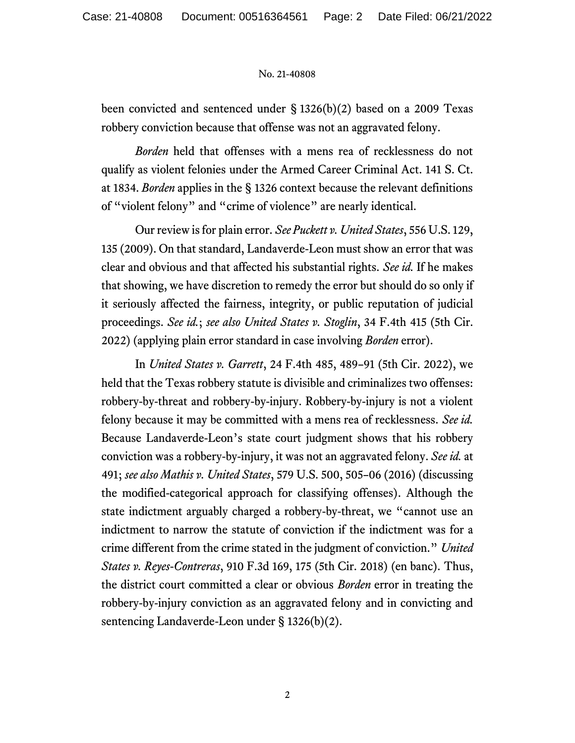been convicted and sentenced under § 1326(b)(2) based on a 2009 Texas robbery conviction because that offense was not an aggravated felony.

*Borden* held that offenses with a mens rea of recklessness do not qualify as violent felonies under the Armed Career Criminal Act. 141 S. Ct. at 1834. *Borden* applies in the § 1326 context because the relevant definitions of "violent felony" and "crime of violence" are nearly identical.

Our review is for plain error. *See Puckett v. United States*, 556 U.S. 129, 135 (2009). On that standard, Landaverde-Leon must show an error that was clear and obvious and that affected his substantial rights. *See id.* If he makes that showing, we have discretion to remedy the error but should do so only if it seriously affected the fairness, integrity, or public reputation of judicial proceedings. *See id.*; *see also United States v. Stoglin*, 34 F.4th 415 (5th Cir. 2022) (applying plain error standard in case involving *Borden* error).

In *United States v. Garrett*, 24 F.4th 485, 489–91 (5th Cir. 2022), we held that the Texas robbery statute is divisible and criminalizes two offenses: robbery-by-threat and robbery-by-injury. Robbery-by-injury is not a violent felony because it may be committed with a mens rea of recklessness. *See id.* Because Landaverde-Leon's state court judgment shows that his robbery conviction was a robbery-by-injury, it was not an aggravated felony. *See id.* at 491; *see also Mathis v. United States*, 579 U.S. 500, 505–06 (2016) (discussing the modified-categorical approach for classifying offenses). Although the state indictment arguably charged a robbery-by-threat, we "cannot use an indictment to narrow the statute of conviction if the indictment was for a crime different from the crime stated in the judgment of conviction." *United States v. Reyes-Contreras*, 910 F.3d 169, 175 (5th Cir. 2018) (en banc). Thus, the district court committed a clear or obvious *Borden* error in treating the robbery-by-injury conviction as an aggravated felony and in convicting and sentencing Landaverde-Leon under § 1326(b)(2).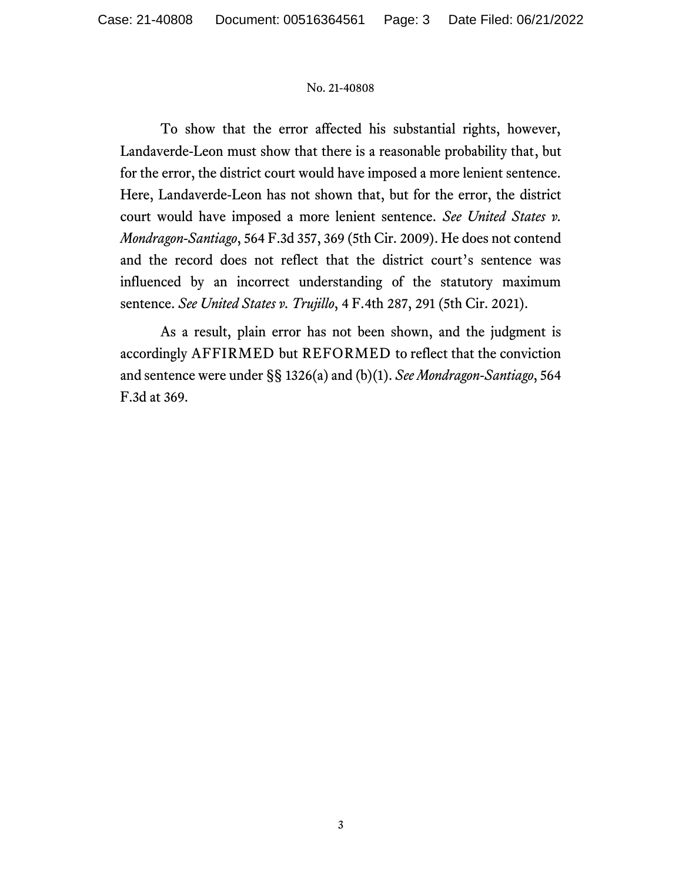To show that the error affected his substantial rights, however, Landaverde-Leon must show that there is a reasonable probability that, but for the error, the district court would have imposed a more lenient sentence. Here, Landaverde-Leon has not shown that, but for the error, the district court would have imposed a more lenient sentence. *See United States v. Mondragon-Santiago*, 564 F.3d 357, 369 (5th Cir. 2009). He does not contend and the record does not reflect that the district court's sentence was influenced by an incorrect understanding of the statutory maximum sentence. *See United States v. Trujillo*, 4 F.4th 287, 291 (5th Cir. 2021).

As a result, plain error has not been shown, and the judgment is accordingly AFFIRMED but REFORMED to reflect that the conviction and sentence were under §§ 1326(a) and (b)(1). *See Mondragon-Santiago*, 564 F.3d at 369.